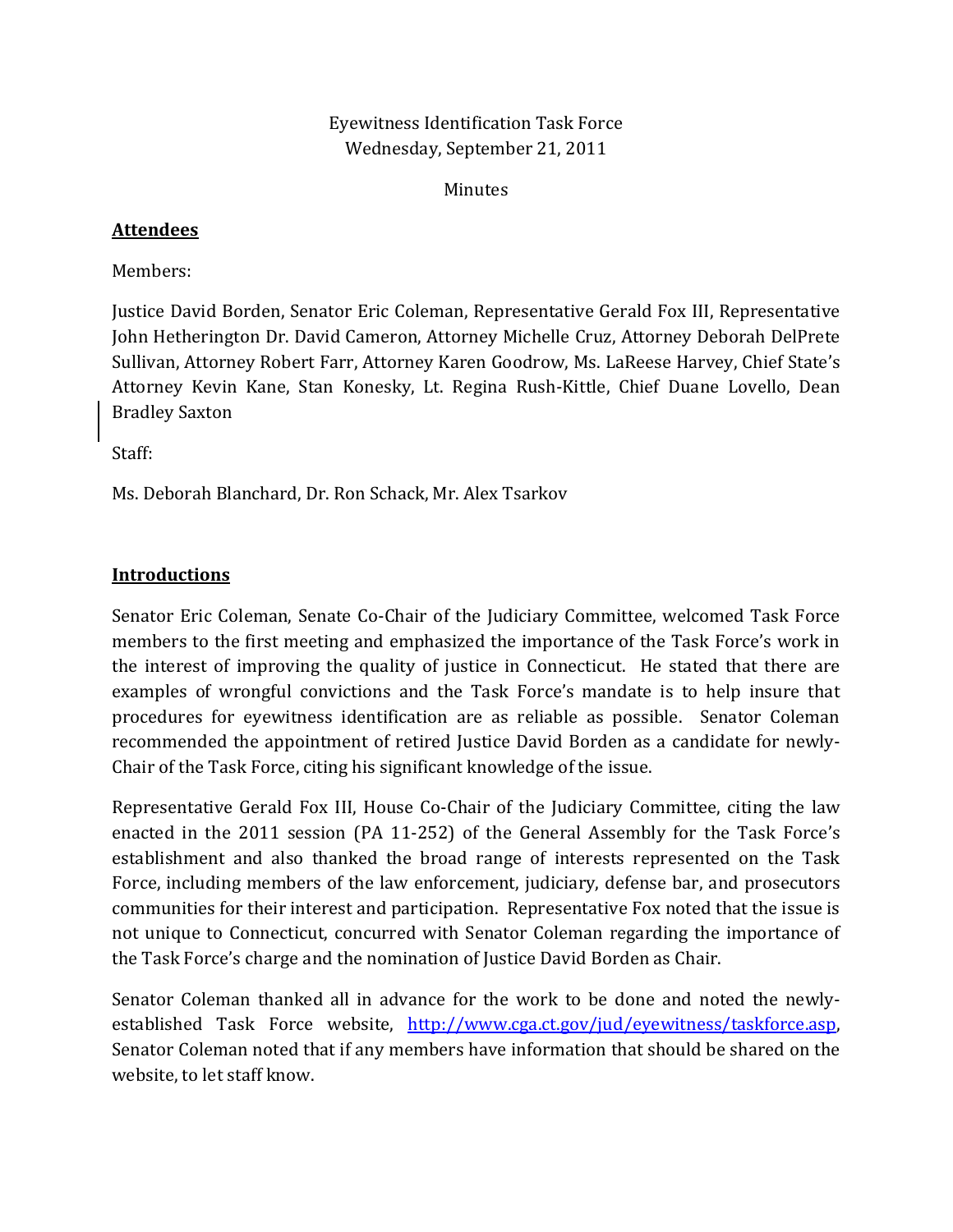Eyewitness Identification Task Force
Wednesday, September 21, 2011

Minutes

**Attendees**

Members:

Justice David Borden, Senator Eric Coleman, Representative Gerald Fox III, Representative John Hetherington Dr. David Cameron, Attorney Michelle Cruz, Attorney Deborah DelPrete Sullivan, Attorney Robert Farr, Attorney Karen Goodrow, Ms. LaReese Harvey, Chief State's Attorney Kevin Kane, Stan Konesky, Lt. Regina Rush-Kittle, Chief Duane Lovello, Dean Bradley Saxton

Staff:

Ms. Deborah Blanchard, Dr. Ron Schack, Mr. Alex Tsarkov

**Introductions**

Senator Eric Coleman, Senate Co-Chair of the Judiciary Committee, welcomed Task Force members to the first meeting and emphasized the importance of the Task Force's work in the interest of improving the quality of justice in Connecticut. He stated that there are examples of wrongful convictions and the Task Force's mandate is to help insure that procedures for eyewitness identification are as reliable as possible. Senator Coleman recommended the appointment of retired Justice David Borden as a candidate for newly-Chair of the Task Force, citing his significant knowledge of the issue.

Representative Gerald Fox III, House Co-Chair of the Judiciary Committee, citing the law enacted in the 2011 session (PA 11-252) of the General Assembly for the Task Force's establishment and also thanked the broad range of interests represented on the Task Force, including members of the law enforcement, judiciary, defense bar, and prosecutors communities for their interest and participation. Representative Fox noted that the issue is not unique to Connecticut, concurred with Senator Coleman regarding the importance of the Task Force's charge and the nomination of Justice David Borden as Chair.

Senator Coleman thanked all in advance for the work to be done and noted the newly-established Task Force website, http://www.cga.ct.gov/jud/eyewitness/taskforce.asp, Senator Coleman noted that if any members have information that should be shared on the website, to let staff know.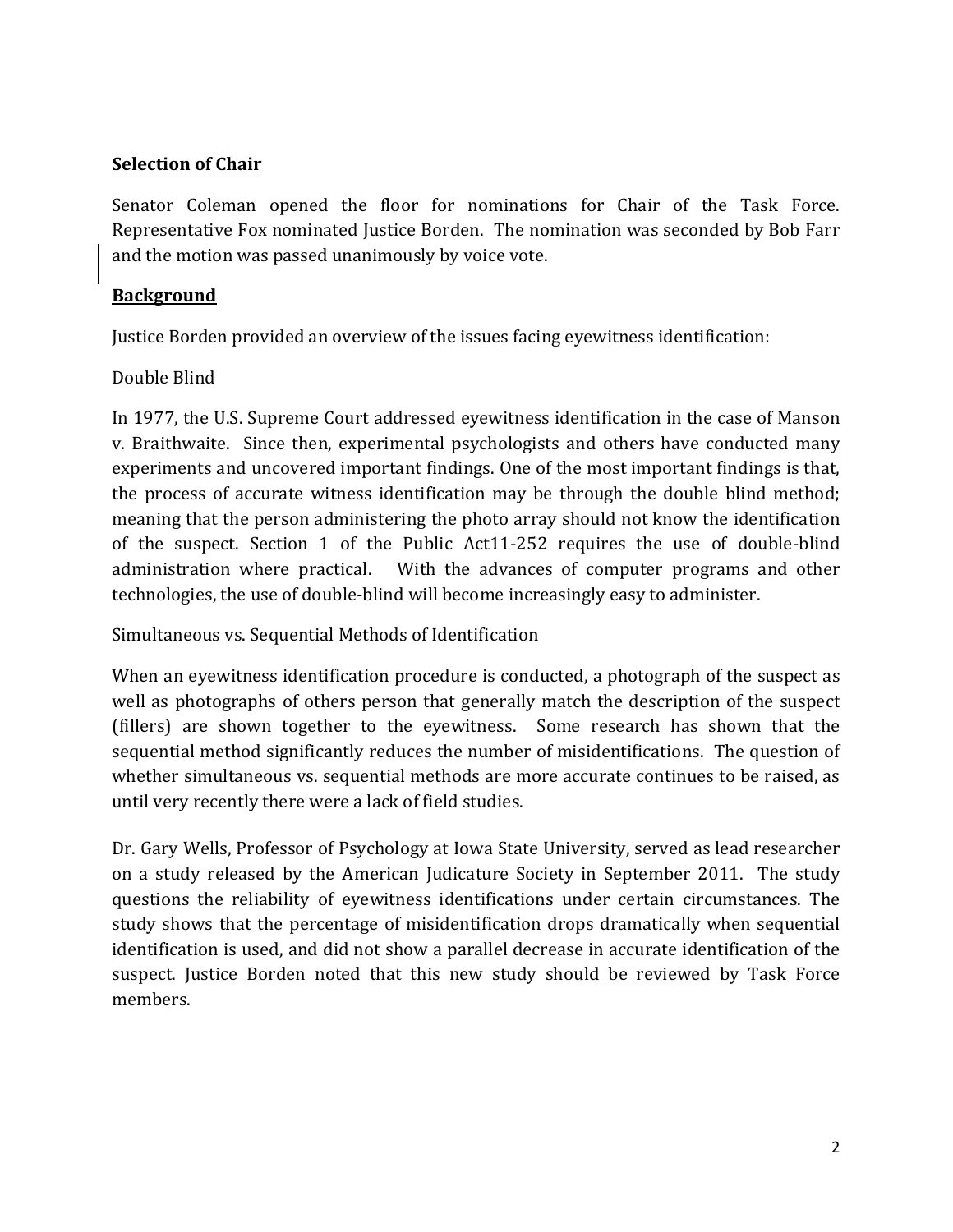**Selection of Chair**

Senator Coleman opened the floor for nominations for Chair of the Task Force. Representative Fox nominated Justice Borden. The nomination was seconded by Bob Farr and the motion was passed unanimously by voice vote.

**Background**

Justice Borden provided an overview of the issues facing eyewitness identification:

Double Blind

In 1977, the U.S. Supreme Court addressed eyewitness identification in the case of Manson v. Braithwaite. Since then, experimental psychologists and others have conducted many experiments and uncovered important findings. One of the most important findings is that, the process of accurate witness identification may be through the double blind method; meaning that the person administering the photo array should not know the identification of the suspect. Section 1 of the Public Act11-252 requires the use of double-blind administration where practical. With the advances of computer programs and other technologies, the use of double-blind will become increasingly easy to administer.

Simultaneous vs. Sequential Methods of Identification

When an eyewitness identification procedure is conducted, a photograph of the suspect as well as photographs of others person that generally match the description of the suspect (fillers) are shown together to the eyewitness. Some research has shown that the sequential method significantly reduces the number of misidentifications. The question of whether simultaneous vs. sequential methods are more accurate continues to be raised, as until very recently there were a lack of field studies.

Dr. Gary Wells, Professor of Psychology at Iowa State University, served as lead researcher on a study released by the American Judicature Society in September 2011. The study questions the reliability of eyewitness identifications under certain circumstances. The study shows that the percentage of misidentification drops dramatically when sequential identification is used, and did not show a parallel decrease in accurate identification of the suspect. Justice Borden noted that this new study should be reviewed by Task Force members.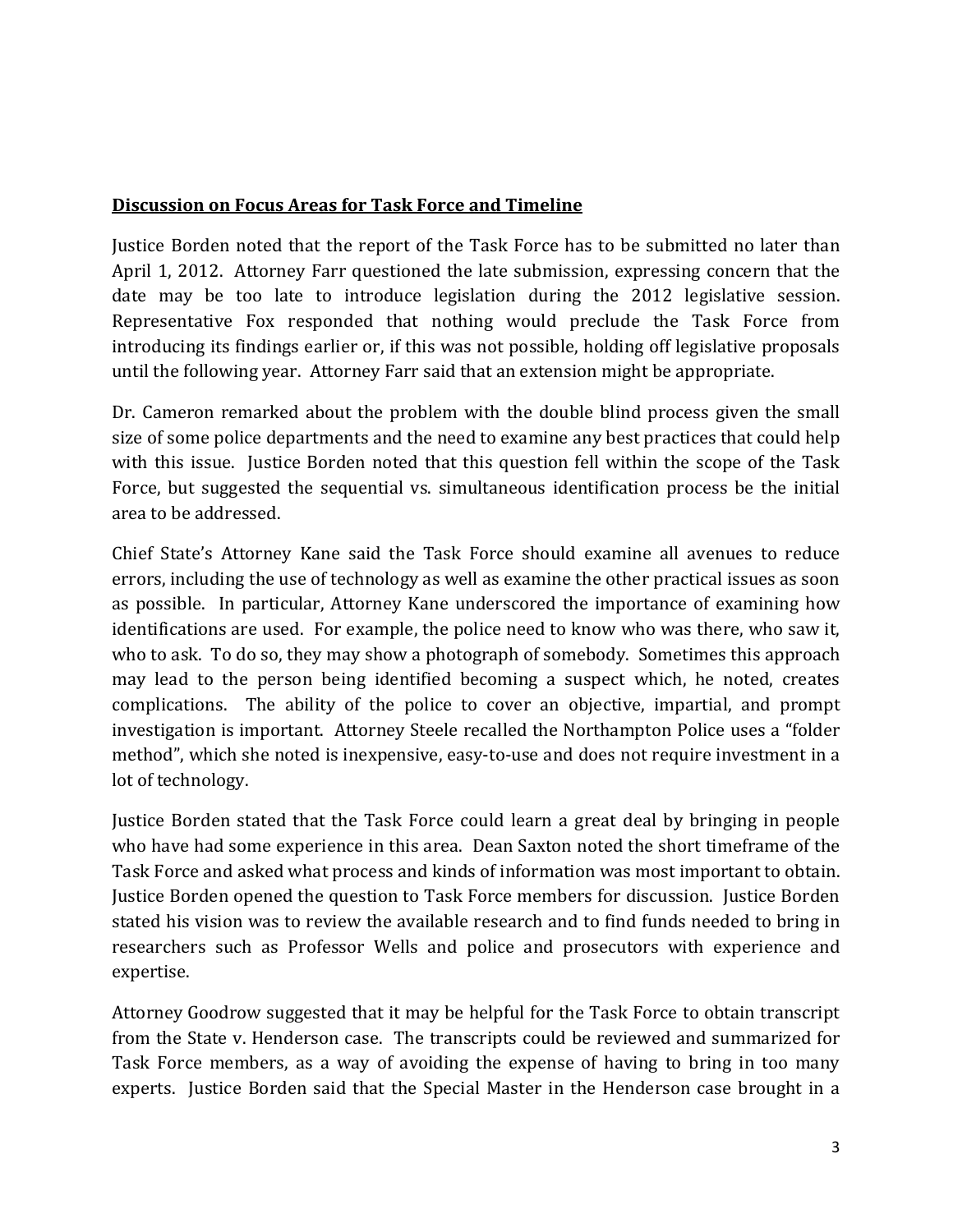**Discussion on Focus Areas for Task Force and Timeline**

Justice Borden noted that the report of the Task Force has to be submitted no later than April 1, 2012. Attorney Farr questioned the late submission, expressing concern that the date may be too late to introduce legislation during the 2012 legislative session. Representative Fox responded that nothing would preclude the Task Force from introducing its findings earlier or, if this was not possible, holding off legislative proposals until the following year. Attorney Farr said that an extension might be appropriate.

Dr. Cameron remarked about the problem with the double blind process given the small size of some police departments and the need to examine any best practices that could help with this issue. Justice Borden noted that this question fell within the scope of the Task Force, but suggested the sequential vs. simultaneous identification process be the initial area to be addressed.

Chief State's Attorney Kane said the Task Force should examine all avenues to reduce errors, including the use of technology as well as examine the other practical issues as soon as possible. In particular, Attorney Kane underscored the importance of examining how identifications are used. For example, the police need to know who was there, who saw it, who to ask. To do so, they may show a photograph of somebody. Sometimes this approach may lead to the person being identified becoming a suspect which, he noted, creates complications. The ability of the police to cover an objective, impartial, and prompt investigation is important. Attorney Steele recalled the Northampton Police uses a "folder method", which she noted is inexpensive, easy-to-use and does not require investment in a lot of technology.

Justice Borden stated that the Task Force could learn a great deal by bringing in people who have had some experience in this area. Dean Saxton noted the short timeframe of the Task Force and asked what process and kinds of information was most important to obtain. Justice Borden opened the question to Task Force members for discussion. Justice Borden stated his vision was to review the available research and to find funds needed to bring in researchers such as Professor Wells and police and prosecutors with experience and expertise.

Attorney Goodrow suggested that it may be helpful for the Task Force to obtain transcript from the State v. Henderson case. The transcripts could be reviewed and summarized for Task Force members, as a way of avoiding the expense of having to bring in too many experts. Justice Borden said that the Special Master in the Henderson case brought in a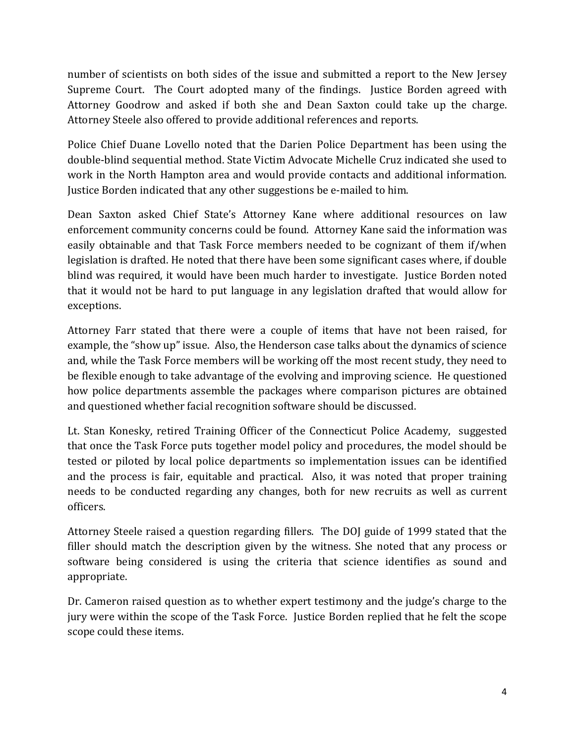number of scientists on both sides of the issue and submitted a report to the New Jersey Supreme Court. The Court adopted many of the findings. Justice Borden agreed with Attorney Goodrow and asked if both she and Dean Saxton could take up the charge. Attorney Steele also offered to provide additional references and reports.

Police Chief Duane Lovello noted that the Darien Police Department has been using the double-blind sequential method. State Victim Advocate Michelle Cruz indicated she used to work in the North Hampton area and would provide contacts and additional information. Justice Borden indicated that any other suggestions be e-mailed to him.

Dean Saxton asked Chief State's Attorney Kane where additional resources on law enforcement community concerns could be found. Attorney Kane said the information was easily obtainable and that Task Force members needed to be cognizant of them if/when legislation is drafted. He noted that there have been some significant cases where, if double blind was required, it would have been much harder to investigate. Justice Borden noted that it would not be hard to put language in any legislation drafted that would allow for exceptions.

Attorney Farr stated that there were a couple of items that have not been raised, for example, the "show up" issue. Also, the Henderson case talks about the dynamics of science and, while the Task Force members will be working off the most recent study, they need to be flexible enough to take advantage of the evolving and improving science. He questioned how police departments assemble the packages where comparison pictures are obtained and questioned whether facial recognition software should be discussed.

Lt. Stan Konesky, retired Training Officer of the Connecticut Police Academy, suggested that once the Task Force puts together model policy and procedures, the model should be tested or piloted by local police departments so implementation issues can be identified and the process is fair, equitable and practical. Also, it was noted that proper training needs to be conducted regarding any changes, both for new recruits as well as current officers.

Attorney Steele raised a question regarding fillers. The DOJ guide of 1999 stated that the filler should match the description given by the witness. She noted that any process or software being considered is using the criteria that science identifies as sound and appropriate.

Dr. Cameron raised question as to whether expert testimony and the judge's charge to the jury were within the scope of the Task Force. Justice Borden replied that he felt the scope scope could these items.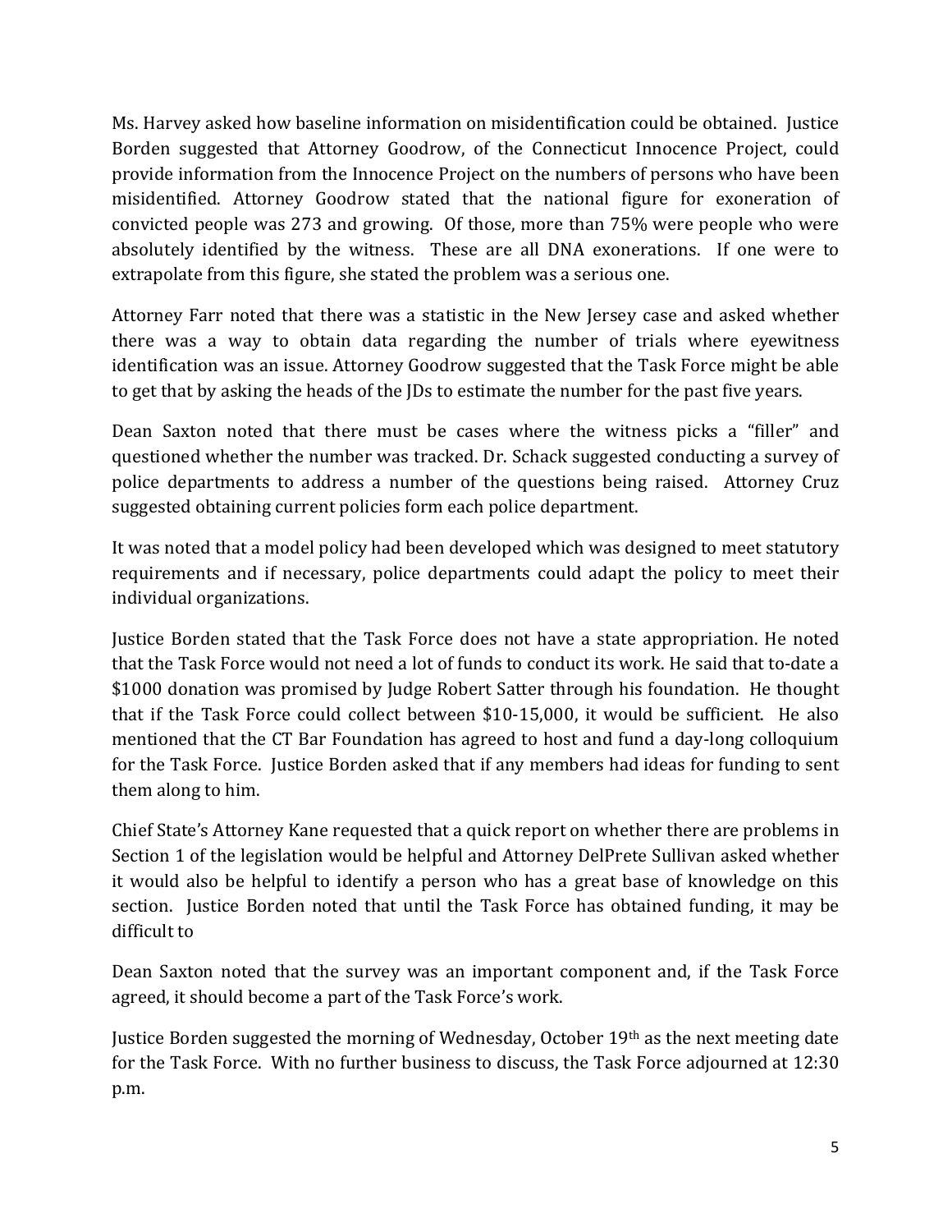Ms. Harvey asked how baseline information on misidentification could be obtained. Justice Borden suggested that Attorney Goodrow, of the Connecticut Innocence Project, could provide information from the Innocence Project on the numbers of persons who have been misidentified. Attorney Goodrow stated that the national figure for exoneration of convicted people was 273 and growing. Of those, more than 75% were people who were absolutely identified by the witness. These are all DNA exonerations. If one were to extrapolate from this figure, she stated the problem was a serious one.

Attorney Farr noted that there was a statistic in the New Jersey case and asked whether there was a way to obtain data regarding the number of trials where eyewitness identification was an issue. Attorney Goodrow suggested that the Task Force might be able to get that by asking the heads of the JDs to estimate the number for the past five years.

Dean Saxton noted that there must be cases where the witness picks a "filler" and questioned whether the number was tracked. Dr. Schack suggested conducting a survey of police departments to address a number of the questions being raised. Attorney Cruz suggested obtaining current policies form each police department.

It was noted that a model policy had been developed which was designed to meet statutory requirements and if necessary, police departments could adapt the policy to meet their individual organizations.

Justice Borden stated that the Task Force does not have a state appropriation. He noted that the Task Force would not need a lot of funds to conduct its work. He said that to-date a $1000 donation was promised by Judge Robert Satter through his foundation. He thought that if the Task Force could collect between $10-15,000, it would be sufficient. He also mentioned that the CT Bar Foundation has agreed to host and fund a day-long colloquium for the Task Force. Justice Borden asked that if any members had ideas for funding to sent them along to him.

Chief State's Attorney Kane requested that a quick report on whether there are problems in Section 1 of the legislation would be helpful and Attorney DelPrete Sullivan asked whether it would also be helpful to identify a person who has a great base of knowledge on this section. Justice Borden noted that until the Task Force has obtained funding, it may be difficult to

Dean Saxton noted that the survey was an important component and, if the Task Force agreed, it should become a part of the Task Force's work.

Justice Borden suggested the morning of Wednesday, October 19th as the next meeting date for the Task Force. With no further business to discuss, the Task Force adjourned at 12:30 p.m.